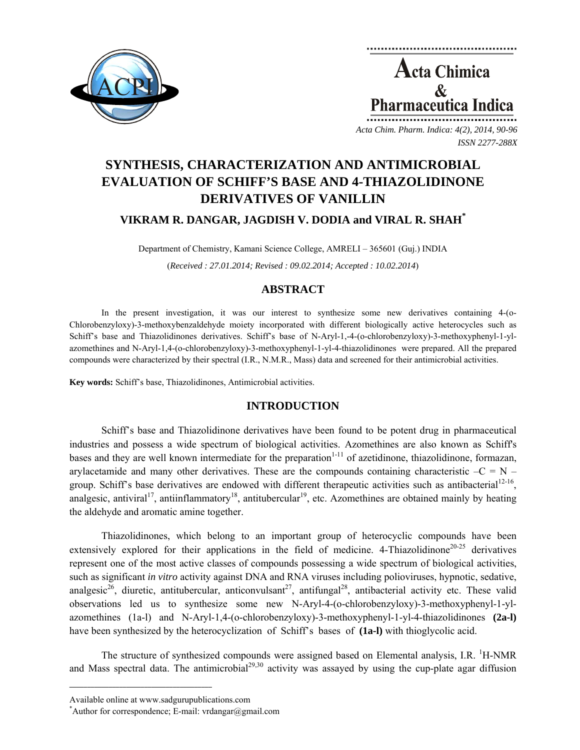# SYNTHESIS, CHARACTERIZATION AND ANTIMICROBIAL EVALUATION OF SCHIFF'S BASE AND 4-THIAZOLIDINONE DERIVATIVES OF VANILLIN

**VIKRAM R. DANGAR, JAGDISH V. DODIA and VIRAL R. SHAH***

Department of Chemistry, Kamani Science College, AMRELI – 365601 (Guj.) INDIA

(*Received : 27.01.2014; Revised : 09.02.2014; Accepted : 10.02.2014*)

## ABSTRACT

In the present investigation, it was our interest to synthesize some new derivatives containing 4-(o-Chlorobenzyloxy)-3-methoxybenzaldehyde moiety incorporated with different biologically active heterocycles such as Schiff's base and Thiazolidinones derivatives. Schiff's base of N-Aryl-1,-4-(o-chlorobenzyloxy)-3-methoxyphenyl-1-yl-azomethines and N-Aryl-1,4-(o-chlorobenzyloxy)-3-methoxyphenyl-1-yl-4-thiazolidinones were prepared. All the prepared compounds were characterized by their spectral (I.R., N.M.R., Mass) data and screened for their antimicrobial activities.

**Key words:** Schiff's base, Thiazolidinones, Antimicrobial activities.

## INTRODUCTION

Schiff's base and Thiazolidinone derivatives have been found to be potent drug in pharmaceutical industries and possess a wide spectrum of biological activities. Azomethines are also known as Schiff's bases and they are well known intermediate for the preparation[1-11] of azetidinone, thiazolidinone, formazan, arylacetamide and many other derivatives. These are the compounds containing characteristic –C = N – group. Schiff's base derivatives are endowed with different therapeutic activities such as antibacterial[12-16], analgesic, antiviral[17], antiinflammatory[18], antitubercular[19], etc. Azomethines are obtained mainly by heating the aldehyde and aromatic amine together.

Thiazolidinones, which belong to an important group of heterocyclic compounds have been extensively explored for their applications in the field of medicine. 4-Thiazolidinone[20-25] derivatives represent one of the most active classes of compounds possessing a wide spectrum of biological activities, such as significant *in vitro* activity against DNA and RNA viruses including polioviruses, hypnotic, sedative, analgesic[26], diuretic, antitubercular, anticonvulsant[27], antifungal[28], antibacterial activity etc. These valid observations led us to synthesize some new N-Aryl-4-(o-chlorobenzyloxy)-3-methoxyphenyl-1-yl-azomethines (1a-l) and N-Aryl-1,4-(o-chlorobenzyloxy)-3-methoxyphenyl-1-yl-4-thiazolidinones **(2a-l)** have been synthesized by the heterocyclization of Schiff's bases of **(1a-l)** with thioglycolic acid.

The structure of synthesized compounds were assigned based on Elemental analysis, I.R. $^1$H-NMR and Mass spectral data. The antimicrobial[29,30] activity was assayed by using the cup-plate agar diffusion

---

Available online at www.sadgurupublications.com

*Author for correspondence; E-mail: vrdangar@gmail.com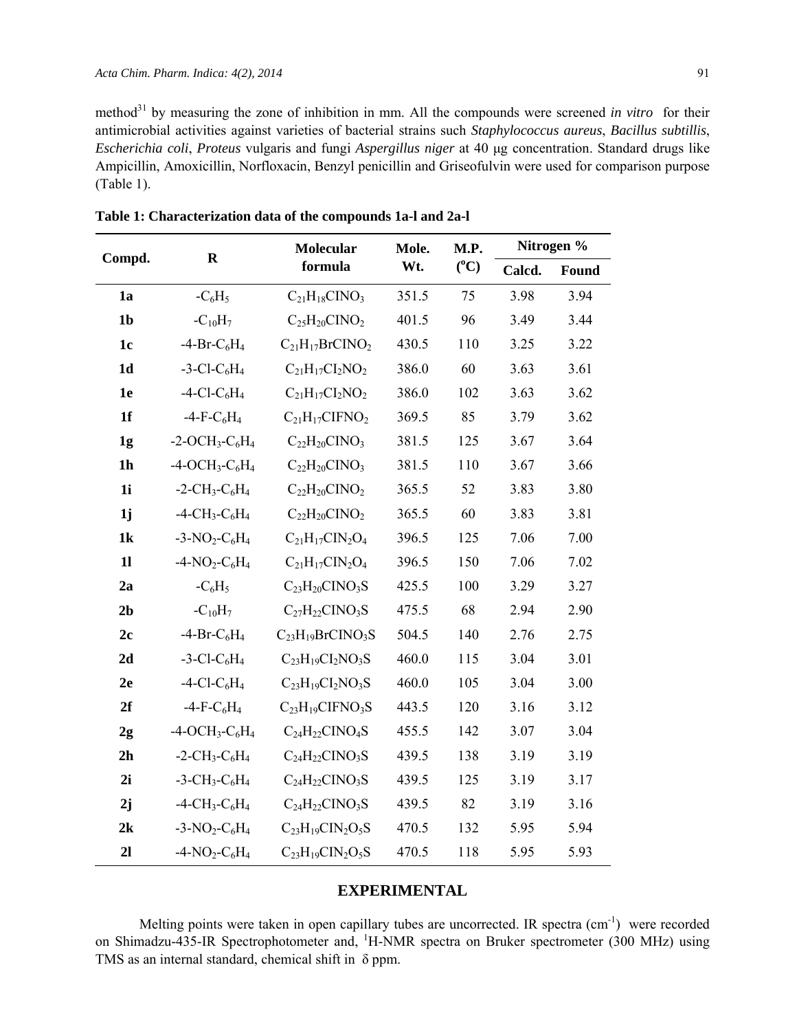method[31] by measuring the zone of inhibition in mm. All the compounds were screened *in vitro* for their antimicrobial activities against varieties of bacterial strains such *Staphylococcus aureus*, *Bacillus subtillis*, *Escherichia coli*, *Proteus* vulgaris and fungi *Aspergillus niger* at 40 μg concentration. Standard drugs like Ampicillin, Amoxicillin, Norfloxacin, Benzyl penicillin and Griseofulvin were used for comparison purpose (Table 1).

**Table 1: Characterization data of the compounds 1a-l and 2a-l**

| Compd. | R | Molecular formula | Mole. Wt. | M.P. (°C) | Nitrogen % | |
|---|---|---|---|---|---|---|
| | | | | | Calcd. | Found |
| **1a** | $-C_6H_5$ | $C_{21}H_{18}ClNO_3$ | 351.5 | 75 | 3.98 | 3.94 |
| **1b** | $-C_{10}H_7$ | $C_{25}H_{20}ClNO_2$ | 401.5 | 96 | 3.49 | 3.44 |
| **1c** | $-4\text{-Br-}C_6H_4$ | $C_{21}H_{17}BrClNO_2$ | 430.5 | 110 | 3.25 | 3.22 |
| **1d** | $-3\text{-Cl-}C_6H_4$ | $C_{21}H_{17}Cl_2NO_2$ | 386.0 | 60 | 3.63 | 3.61 |
| **1e** | $-4\text{-Cl-}C_6H_4$ | $C_{21}H_{17}Cl_2NO_2$ | 386.0 | 102 | 3.63 | 3.62 |
| **1f** | $-4\text{-F-}C_6H_4$ | $C_{21}H_{17}ClFNO_2$ | 369.5 | 85 | 3.79 | 3.62 |
| **1g** | $-2\text{-OCH}_3\text{-}C_6H_4$ | $C_{22}H_{20}ClNO_3$ | 381.5 | 125 | 3.67 | 3.64 |
| **1h** | $-4\text{-OCH}_3\text{-}C_6H_4$ | $C_{22}H_{20}ClNO_3$ | 381.5 | 110 | 3.67 | 3.66 |
| **1i** | $-2\text{-CH}_3\text{-}C_6H_4$ | $C_{22}H_{20}ClNO_2$ | 365.5 | 52 | 3.83 | 3.80 |
| **1j** | $-4\text{-CH}_3\text{-}C_6H_4$ | $C_{22}H_{20}ClNO_2$ | 365.5 | 60 | 3.83 | 3.81 |
| **1k** | $-3\text{-NO}_2\text{-}C_6H_4$ | $C_{21}H_{17}ClN_2O_4$ | 396.5 | 125 | 7.06 | 7.00 |
| **1l** | $-4\text{-NO}_2\text{-}C_6H_4$ | $C_{21}H_{17}ClN_2O_4$ | 396.5 | 150 | 7.06 | 7.02 |
| **2a** | $-C_6H_5$ | $C_{23}H_{20}ClNO_3S$ | 425.5 | 100 | 3.29 | 3.27 |
| **2b** | $-C_{10}H_7$ | $C_{27}H_{22}ClNO_3S$ | 475.5 | 68 | 2.94 | 2.90 |
| **2c** | $-4\text{-Br-}C_6H_4$ | $C_{23}H_{19}BrClNO_3S$ | 504.5 | 140 | 2.76 | 2.75 |
| **2d** | $-3\text{-Cl-}C_6H_4$ | $C_{23}H_{19}Cl_2NO_3S$ | 460.0 | 115 | 3.04 | 3.01 |
| **2e** | $-4\text{-Cl-}C_6H_4$ | $C_{23}H_{19}Cl_2NO_3S$ | 460.0 | 105 | 3.04 | 3.00 |
| **2f** | $-4\text{-F-}C_6H_4$ | $C_{23}H_{19}ClFNO_3S$ | 443.5 | 120 | 3.16 | 3.12 |
| **2g** | $-4\text{-OCH}_3\text{-}C_6H_4$ | $C_{24}H_{22}ClNO_4S$ | 455.5 | 142 | 3.07 | 3.04 |
| **2h** | $-2\text{-CH}_3\text{-}C_6H_4$ | $C_{24}H_{22}ClNO_3S$ | 439.5 | 138 | 3.19 | 3.19 |
| **2i** | $-3\text{-CH}_3\text{-}C_6H_4$ | $C_{24}H_{22}ClNO_3S$ | 439.5 | 125 | 3.19 | 3.17 |
| **2j** | $-4\text{-CH}_3\text{-}C_6H_4$ | $C_{24}H_{22}ClNO_3S$ | 439.5 | 82 | 3.19 | 3.16 |
| **2k** | $-3\text{-NO}_2\text{-}C_6H_4$ | $C_{23}H_{19}ClN_2O_5S$ | 470.5 | 132 | 5.95 | 5.94 |
| **2l** | $-4\text{-NO}_2\text{-}C_6H_4$ | $C_{23}H_{19}ClN_2O_5S$ | 470.5 | 118 | 5.95 | 5.93 |

## EXPERIMENTAL

Melting points were taken in open capillary tubes are uncorrected. IR spectra ($cm^{-1}$) were recorded on Shimadzu-435-IR Spectrophotometer and, $^1$H-NMR spectra on Bruker spectrometer (300 MHz) using TMS as an internal standard, chemical shift in δ ppm.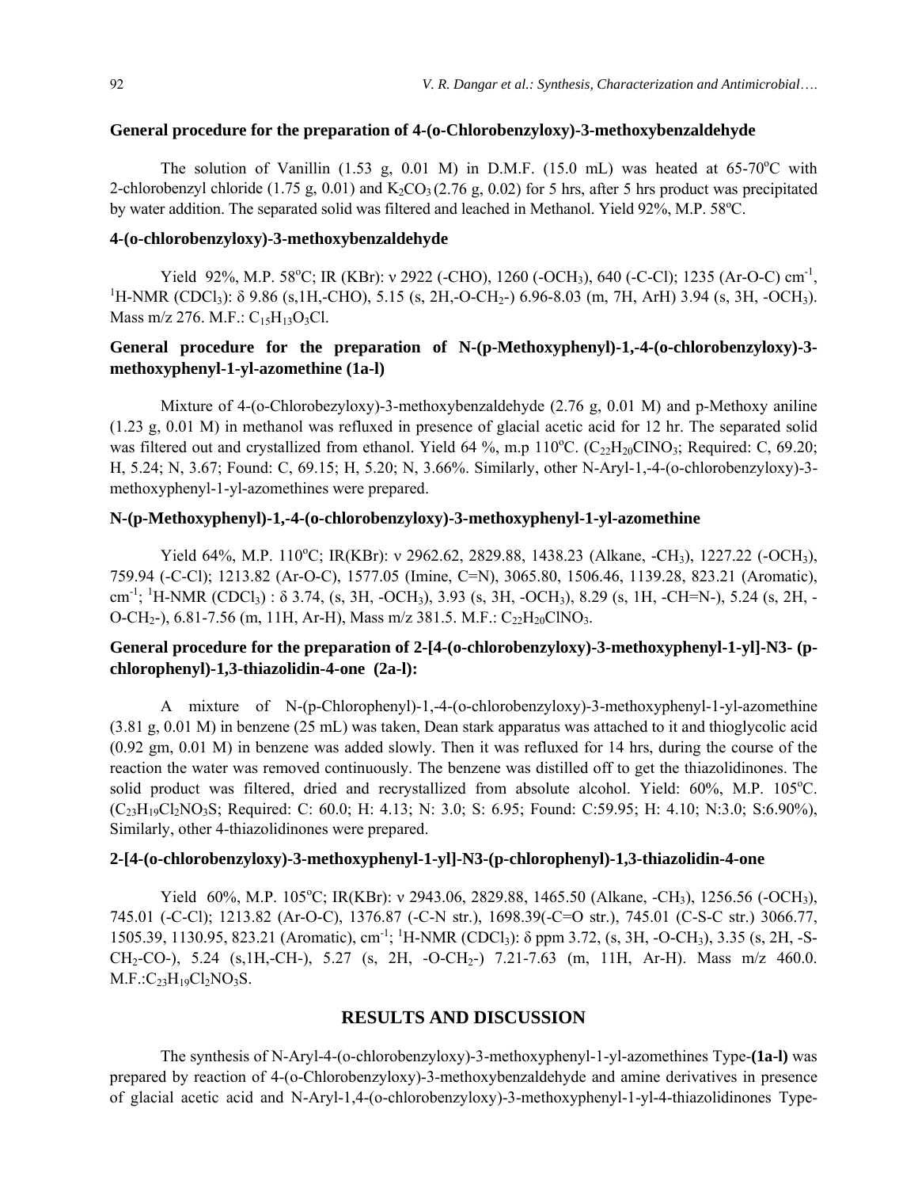### General procedure for the preparation of 4-(o-Chlorobenzyloxy)-3-methoxybenzaldehyde

The solution of Vanillin (1.53 g, 0.01 M) in D.M.F. (15.0 mL) was heated at 65-70°C with 2-chlorobenzyl chloride (1.75 g, 0.01) and $K_2CO_3$ (2.76 g, 0.02) for 5 hrs, after 5 hrs product was precipitated by water addition. The separated solid was filtered and leached in Methanol. Yield 92%, M.P. 58°C.

### 4-(o-chlorobenzyloxy)-3-methoxybenzaldehyde

Yield 92%, M.P. 58°C; IR (KBr): ν 2922 (-CHO), 1260 (-$OCH_3$), 640 (-C-Cl); 1235 (Ar-O-C) $cm^{-1}$, $^1$H-NMR ($CDCl_3$): δ 9.86 (s,1H,-CHO), 5.15 (s, 2H,-O-$CH_2$-) 6.96-8.03 (m, 7H, ArH) 3.94 (s, 3H, -$OCH_3$). Mass m/z 276. M.F.: $C_{15}H_{13}O_3Cl$.

### General procedure for the preparation of N-(p-Methoxyphenyl)-1,-4-(o-chlorobenzyloxy)-3-methoxyphenyl-1-yl-azomethine (1a-l)

Mixture of 4-(o-Chlorobezyloxy)-3-methoxybenzaldehyde (2.76 g, 0.01 M) and p-Methoxy aniline (1.23 g, 0.01 M) in methanol was refluxed in presence of glacial acetic acid for 12 hr. The separated solid was filtered out and crystallized from ethanol. Yield 64 %, m.p 110°C. ($C_{22}H_{20}ClNO_3$; Required: C, 69.20; H, 5.24; N, 3.67; Found: C, 69.15; H, 5.20; N, 3.66%. Similarly, other N-Aryl-1,-4-(o-chlorobenzyloxy)-3-methoxyphenyl-1-yl-azomethines were prepared.

### N-(p-Methoxyphenyl)-1,-4-(o-chlorobenzyloxy)-3-methoxyphenyl-1-yl-azomethine

Yield 64%, M.P. 110°C; IR(KBr): ν 2962.62, 2829.88, 1438.23 (Alkane, -$CH_3$), 1227.22 (-$OCH_3$), 759.94 (-C-Cl); 1213.82 (Ar-O-C), 1577.05 (Imine, C=N), 3065.80, 1506.46, 1139.28, 823.21 (Aromatic), $cm^{-1}$; $^1$H-NMR ($CDCl_3$) : δ 3.74, (s, 3H, -$OCH_3$), 3.93 (s, 3H, -$OCH_3$), 8.29 (s, 1H, -CH=N-), 5.24 (s, 2H, -O-$CH_2$-), 6.81-7.56 (m, 11H, Ar-H), Mass m/z 381.5. M.F.: $C_{22}H_{20}ClNO_3$.

### General procedure for the preparation of 2-[4-(o-chlorobenzyloxy)-3-methoxyphenyl-1-yl]-N3- (p-chlorophenyl)-1,3-thiazolidin-4-one (2a-l):

A mixture of N-(p-Chlorophenyl)-1,-4-(o-chlorobenzyloxy)-3-methoxyphenyl-1-yl-azomethine (3.81 g, 0.01 M) in benzene (25 mL) was taken, Dean stark apparatus was attached to it and thioglycolic acid (0.92 gm, 0.01 M) in benzene was added slowly. Then it was refluxed for 14 hrs, during the course of the reaction the water was removed continuously. The benzene was distilled off to get the thiazolidinones. The solid product was filtered, dried and recrystallized from absolute alcohol. Yield: 60%, M.P. 105°C. ($C_{23}H_{19}Cl_2NO_3S$; Required: C: 60.0; H: 4.13; N: 3.0; S: 6.95; Found: C:59.95; H: 4.10; N:3.0; S:6.90%), Similarly, other 4-thiazolidinones were prepared.

### 2-[4-(o-chlorobenzyloxy)-3-methoxyphenyl-1-yl]-N3-(p-chlorophenyl)-1,3-thiazolidin-4-one

Yield 60%, M.P. 105°C; IR(KBr): ν 2943.06, 2829.88, 1465.50 (Alkane, -$CH_3$), 1256.56 (-$OCH_3$), 745.01 (-C-Cl); 1213.82 (Ar-O-C), 1376.87 (-C-N str.), 1698.39(-C=O str.), 745.01 (C-S-C str.) 3066.77, 1505.39, 1130.95, 823.21 (Aromatic), $cm^{-1}$; $^1$H-NMR ($CDCl_3$): δ ppm 3.72, (s, 3H, -O-$CH_3$), 3.35 (s, 2H, -S-$CH_2$-CO-), 5.24 (s,1H,-CH-), 5.27 (s, 2H, -O-$CH_2$-) 7.21-7.63 (m, 11H, Ar-H). Mass m/z 460.0. M.F.:$C_{23}H_{19}Cl_2NO_3S$.

## RESULTS AND DISCUSSION

The synthesis of N-Aryl-4-(o-chlorobenzyloxy)-3-methoxyphenyl-1-yl-azomethines Type-**(1a-l)** was prepared by reaction of 4-(o-Chlorobenzyloxy)-3-methoxybenzaldehyde and amine derivatives in presence of glacial acetic acid and N-Aryl-1,4-(o-chlorobenzyloxy)-3-methoxyphenyl-1-yl-4-thiazolidinones Type-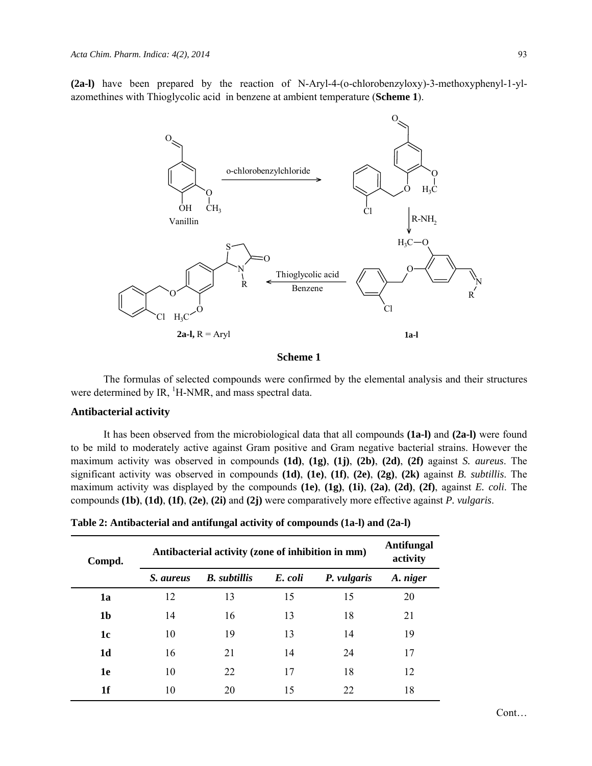**(2a-l)** have been prepared by the reaction of N-Aryl-4-(o-chlorobenzyloxy)-3-methoxyphenyl-1-yl-azomethines with Thioglycolic acid in benzene at ambient temperature (**Scheme 1**).

**Scheme 1**

The formulas of selected compounds were confirmed by the elemental analysis and their structures were determined by IR, $^1$H-NMR, and mass spectral data.

### Antibacterial activity

It has been observed from the microbiological data that all compounds **(1a-l)** and **(2a-l)** were found to be mild to moderately active against Gram positive and Gram negative bacterial strains. However the maximum activity was observed in compounds **(1d)**, **(1g)**, **(1j)**, **(2b)**, **(2d)**, **(2f)** against *S. aureus*. The significant activity was observed in compounds **(1d)**, **(1e)**, **(1f)**, **(2e)**, **(2g)**, **(2k)** against *B. subtillis*. The maximum activity was displayed by the compounds **(1e)**, **(1g)**, **(1i)**, **(2a)**, **(2d)**, **(2f)**, against *E. coli*. The compounds **(1b)**, **(1d)**, **(1f)**, **(2e)**, **(2i)** and **(2j)** were comparatively more effective against *P. vulgaris*.

**Table 2: Antibacterial and antifungal activity of compounds (1a-l) and (2a-l)**

| Compd. | Antibacterial activity (zone of inhibition in mm) | | | | Antifungal activity |
|---|---|---|---|---|---|
| | *S. aureus* | *B. subtillis* | *E. coli* | *P. vulgaris* | *A. niger* |
| **1a** | 12 | 13 | 15 | 15 | 20 |
| **1b** | 14 | 16 | 13 | 18 | 21 |
| **1c** | 10 | 19 | 13 | 14 | 19 |
| **1d** | 16 | 21 | 14 | 24 | 17 |
| **1e** | 10 | 22 | 17 | 18 | 12 |
| **1f** | 10 | 20 | 15 | 22 | 18 |

Cont…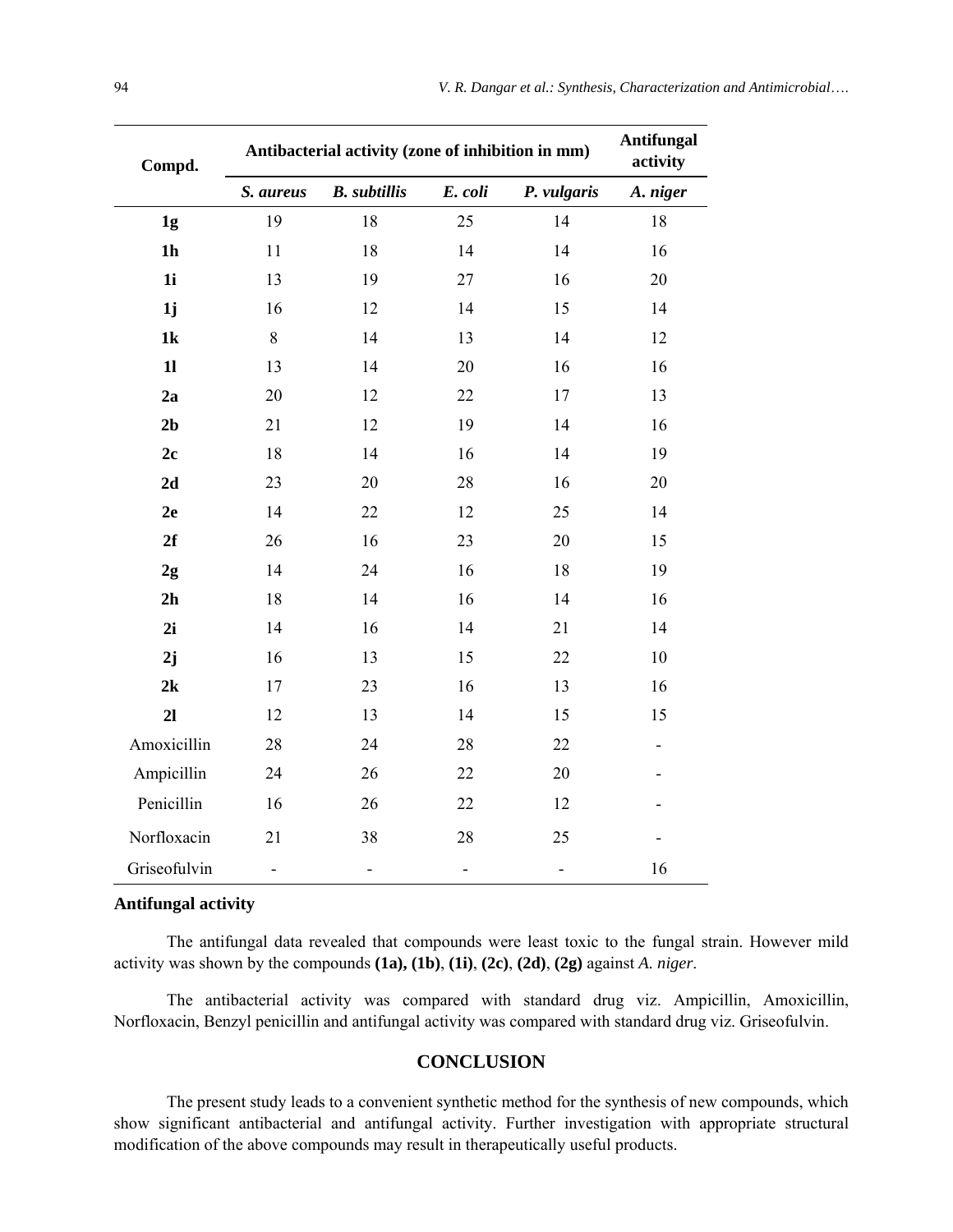| Compd. | Antibacterial activity (zone of inhibition in mm) | | | | Antifungal activity |
|---|---|---|---|---|---|
| | *S. aureus* | *B. subtillis* | *E. coli* | *P. vulgaris* | *A. niger* |
| **1g** | 19 | 18 | 25 | 14 | 18 |
| **1h** | 11 | 18 | 14 | 14 | 16 |
| **1i** | 13 | 19 | 27 | 16 | 20 |
| **1j** | 16 | 12 | 14 | 15 | 14 |
| **1k** | 8 | 14 | 13 | 14 | 12 |
| **1l** | 13 | 14 | 20 | 16 | 16 |
| **2a** | 20 | 12 | 22 | 17 | 13 |
| **2b** | 21 | 12 | 19 | 14 | 16 |
| **2c** | 18 | 14 | 16 | 14 | 19 |
| **2d** | 23 | 20 | 28 | 16 | 20 |
| **2e** | 14 | 22 | 12 | 25 | 14 |
| **2f** | 26 | 16 | 23 | 20 | 15 |
| **2g** | 14 | 24 | 16 | 18 | 19 |
| **2h** | 18 | 14 | 16 | 14 | 16 |
| **2i** | 14 | 16 | 14 | 21 | 14 |
| **2j** | 16 | 13 | 15 | 22 | 10 |
| **2k** | 17 | 23 | 16 | 13 | 16 |
| **2l** | 12 | 13 | 14 | 15 | 15 |
| Amoxicillin | 28 | 24 | 28 | 22 | - |
| Ampicillin | 24 | 26 | 22 | 20 | - |
| Penicillin | 16 | 26 | 22 | 12 | - |
| Norfloxacin | 21 | 38 | 28 | 25 | - |
| Griseofulvin | - | - | - | - | 16 |

### Antifungal activity

The antifungal data revealed that compounds were least toxic to the fungal strain. However mild activity was shown by the compounds **(1a), (1b)**, **(1i)**, **(2c)**, **(2d)**, **(2g)** against *A. niger*.

The antibacterial activity was compared with standard drug viz. Ampicillin, Amoxicillin, Norfloxacin, Benzyl penicillin and antifungal activity was compared with standard drug viz. Griseofulvin.

## CONCLUSION

The present study leads to a convenient synthetic method for the synthesis of new compounds, which show significant antibacterial and antifungal activity. Further investigation with appropriate structural modification of the above compounds may result in therapeutically useful products.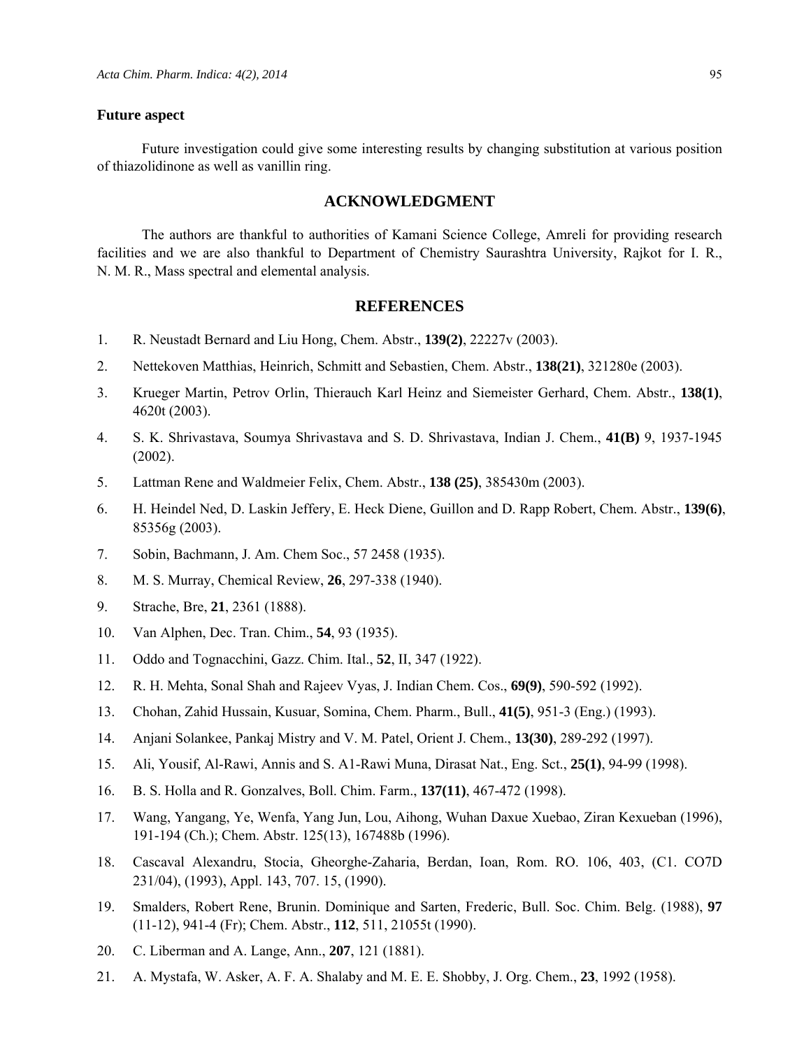### Future aspect

Future investigation could give some interesting results by changing substitution at various position of thiazolidinone as well as vanillin ring.

## ACKNOWLEDGMENT

The authors are thankful to authorities of Kamani Science College, Amreli for providing research facilities and we are also thankful to Department of Chemistry Saurashtra University, Rajkot for I. R., N. M. R., Mass spectral and elemental analysis.

## REFERENCES

1. R. Neustadt Bernard and Liu Hong, Chem. Abstr., **139(2)**, 22227v (2003).
2. Nettekoven Matthias, Heinrich, Schmitt and Sebastien, Chem. Abstr., **138(21)**, 321280e (2003).
3. Krueger Martin, Petrov Orlin, Thierauch Karl Heinz and Siemeister Gerhard, Chem. Abstr., **138(1)**, 4620t (2003).
4. S. K. Shrivastava, Soumya Shrivastava and S. D. Shrivastava, Indian J. Chem., **41(B)** 9, 1937-1945 (2002).
5. Lattman Rene and Waldmeier Felix, Chem. Abstr., **138 (25)**, 385430m (2003).
6. H. Heindel Ned, D. Laskin Jeffery, E. Heck Diene, Guillon and D. Rapp Robert, Chem. Abstr., **139(6)**, 85356g (2003).
7. Sobin, Bachmann, J. Am. Chem Soc., 57 2458 (1935).
8. M. S. Murray, Chemical Review, **26**, 297-338 (1940).
9. Strache, Bre, **21**, 2361 (1888).
10. Van Alphen, Dec. Tran. Chim., **54**, 93 (1935).
11. Oddo and Tognacchini, Gazz. Chim. Ital., **52**, II, 347 (1922).
12. R. H. Mehta, Sonal Shah and Rajeev Vyas, J. Indian Chem. Cos., **69(9)**, 590-592 (1992).
13. Chohan, Zahid Hussain, Kusuar, Somina, Chem. Pharm., Bull., **41(5)**, 951-3 (Eng.) (1993).
14. Anjani Solankee, Pankaj Mistry and V. M. Patel, Orient J. Chem., **13(30)**, 289-292 (1997).
15. Ali, Yousif, Al-Rawi, Annis and S. A1-Rawi Muna, Dirasat Nat., Eng. Sct., **25(1)**, 94-99 (1998).
16. B. S. Holla and R. Gonzalves, Boll. Chim. Farm., **137(11)**, 467-472 (1998).
17. Wang, Yangang, Ye, Wenfa, Yang Jun, Lou, Aihong, Wuhan Daxue Xuebao, Ziran Kexueban (1996), 191-194 (Ch.); Chem. Abstr. 125(13), 167488b (1996).
18. Cascaval Alexandru, Stocia, Gheorghe-Zaharia, Berdan, Ioan, Rom. RO. 106, 403, (C1. CO7D 231/04), (1993), Appl. 143, 707. 15, (1990).
19. Smalders, Robert Rene, Brunin. Dominique and Sarten, Frederic, Bull. Soc. Chim. Belg. (1988), **97** (11-12), 941-4 (Fr); Chem. Abstr., **112**, 511, 21055t (1990).
20. C. Liberman and A. Lange, Ann., **207**, 121 (1881).
21. A. Mystafa, W. Asker, A. F. A. Shalaby and M. E. E. Shobby, J. Org. Chem., **23**, 1992 (1958).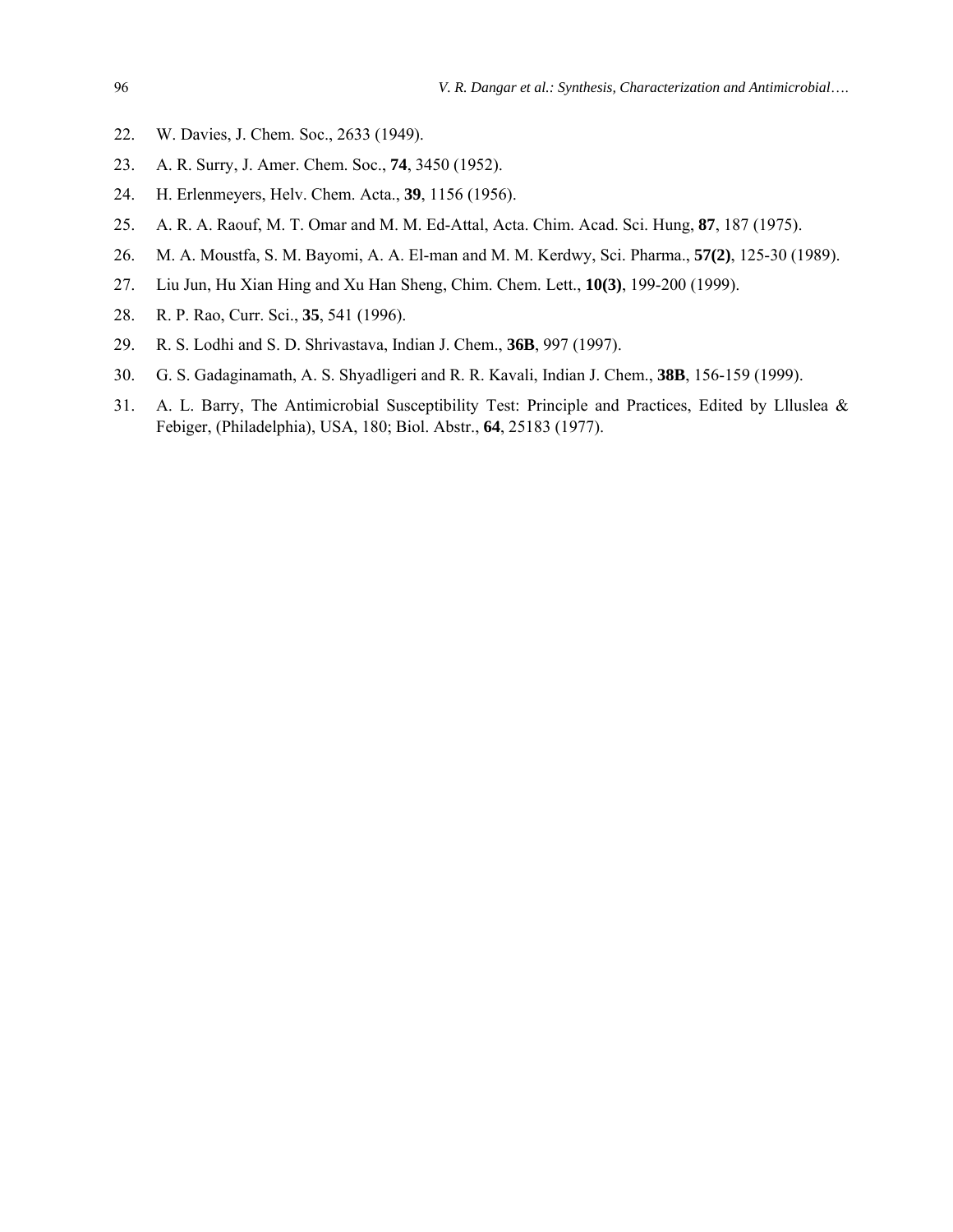22. W. Davies, J. Chem. Soc., 2633 (1949).
23. A. R. Surry, J. Amer. Chem. Soc., **74**, 3450 (1952).
24. H. Erlenmeyers, Helv. Chem. Acta., **39**, 1156 (1956).
25. A. R. A. Raouf, M. T. Omar and M. M. Ed-Attal, Acta. Chim. Acad. Sci. Hung, **87**, 187 (1975).
26. M. A. Moustfa, S. M. Bayomi, A. A. El-man and M. M. Kerdwy, Sci. Pharma., **57(2)**, 125-30 (1989).
27. Liu Jun, Hu Xian Hing and Xu Han Sheng, Chim. Chem. Lett., **10(3)**, 199-200 (1999).
28. R. P. Rao, Curr. Sci., **35**, 541 (1996).
29. R. S. Lodhi and S. D. Shrivastava, Indian J. Chem., **36B**, 997 (1997).
30. G. S. Gadaginamath, A. S. Shyadligeri and R. R. Kavali, Indian J. Chem., **38B**, 156-159 (1999).
31. A. L. Barry, The Antimicrobial Susceptibility Test: Principle and Practices, Edited by Llluslea & Febiger, (Philadelphia), USA, 180; Biol. Abstr., **64**, 25183 (1977).